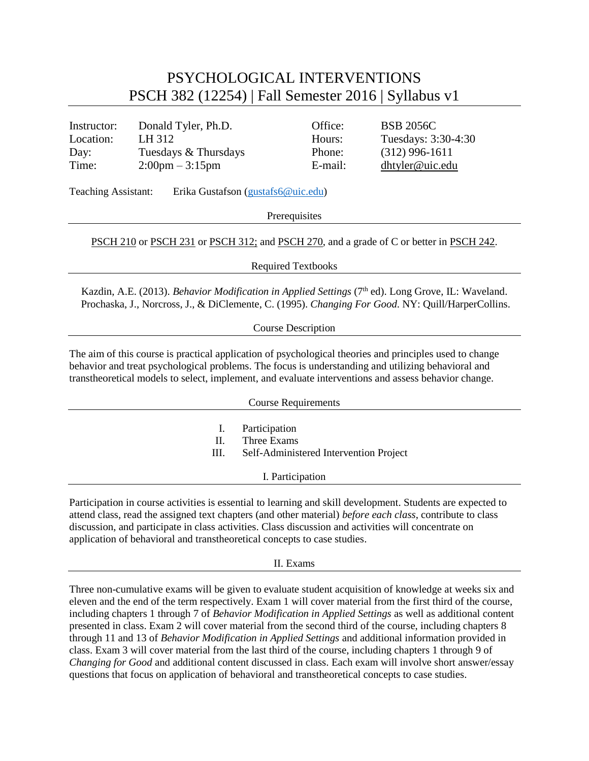# PSYCHOLOGICAL INTERVENTIONS
# PSCH 382 (12254) | Fall Semester 2016 | Syllabus v1

| | | | |
|---|---|---|---|
| Instructor: | Donald Tyler, Ph.D. | Office: | BSB 2056C |
| Location: | LH 312 | Hours: | Tuesdays: 3:30-4:30 |
| Day: | Tuesdays & Thursdays | Phone: | (312) 996-1611 |
| Time: | 2:00pm – 3:15pm | E-mail: | dhtyler@uic.edu |

Teaching Assistant: Erika Gustafson (gustafs6@uic.edu)

## Prerequisites

PSCH 210 or PSCH 231 or PSCH 312; and PSCH 270, and a grade of C or better in PSCH 242.

## Required Textbooks

Kazdin, A.E. (2013). *Behavior Modification in Applied Settings* (7th ed). Long Grove, IL: Waveland.
Prochaska, J., Norcross, J., & DiClemente, C. (1995). *Changing For Good*. NY: Quill/HarperCollins.

## Course Description

The aim of this course is practical application of psychological theories and principles used to change behavior and treat psychological problems. The focus is understanding and utilizing behavioral and transtheoretical models to select, implement, and evaluate interventions and assess behavior change.

## Course Requirements

I. Participation
II. Three Exams
III. Self-Administered Intervention Project

## I. Participation

Participation in course activities is essential to learning and skill development. Students are expected to attend class, read the assigned text chapters (and other material) *before each class*, contribute to class discussion, and participate in class activities. Class discussion and activities will concentrate on application of behavioral and transtheoretical concepts to case studies.

## II. Exams

Three non-cumulative exams will be given to evaluate student acquisition of knowledge at weeks six and eleven and the end of the term respectively. Exam 1 will cover material from the first third of the course, including chapters 1 through 7 of *Behavior Modification in Applied Settings* as well as additional content presented in class. Exam 2 will cover material from the second third of the course, including chapters 8 through 11 and 13 of *Behavior Modification in Applied Settings* and additional information provided in class. Exam 3 will cover material from the last third of the course, including chapters 1 through 9 of *Changing for Good* and additional content discussed in class. Each exam will involve short answer/essay questions that focus on application of behavioral and transtheoretical concepts to case studies.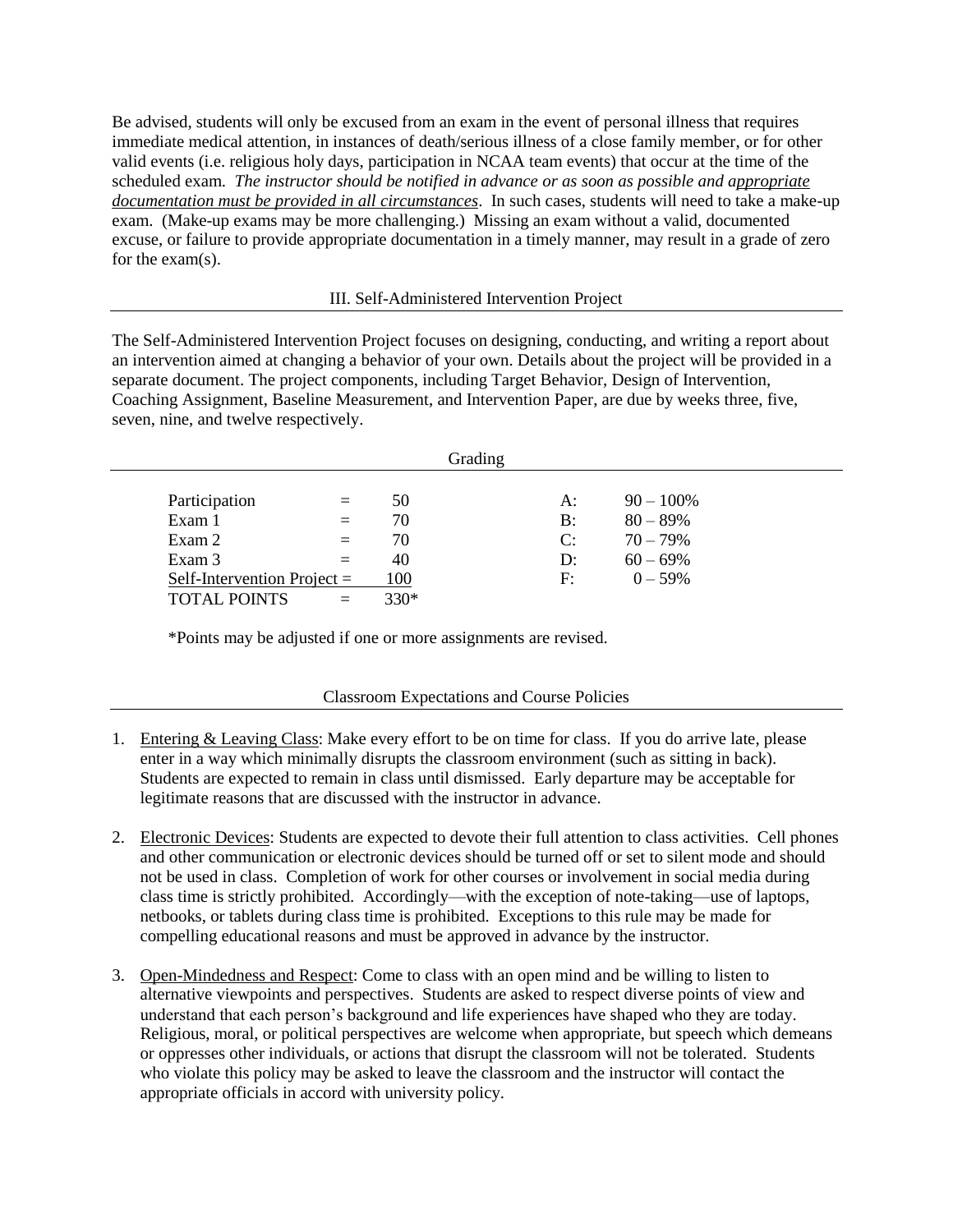Be advised, students will only be excused from an exam in the event of personal illness that requires immediate medical attention, in instances of death/serious illness of a close family member, or for other valid events (i.e. religious holy days, participation in NCAA team events) that occur at the time of the scheduled exam. *The instructor should be notified in advance or as soon as possible and appropriate documentation must be provided in all circumstances*. In such cases, students will need to take a make-up exam. (Make-up exams may be more challenging.) Missing an exam without a valid, documented excuse, or failure to provide appropriate documentation in a timely manner, may result in a grade of zero for the exam(s).

## III. Self-Administered Intervention Project

The Self-Administered Intervention Project focuses on designing, conducting, and writing a report about an intervention aimed at changing a behavior of your own. Details about the project will be provided in a separate document. The project components, including Target Behavior, Design of Intervention, Coaching Assignment, Baseline Measurement, and Intervention Paper, are due by weeks three, five, seven, nine, and twelve respectively.

## Grading

| | | | | |
|---|---|---|---|---|
| Participation | = | 50 | A: | 90 – 100% |
| Exam 1 | = | 70 | B: | 80 – 89% |
| Exam 2 | = | 70 | C: | 70 – 79% |
| Exam 3 | = | 40 | D: | 60 – 69% |
| Self-Intervention Project | = | 100 | F: | 0 – 59% |
| TOTAL POINTS | = | 330* | | |

*Points may be adjusted if one or more assignments are revised.

## Classroom Expectations and Course Policies

1. Entering & Leaving Class: Make every effort to be on time for class. If you do arrive late, please enter in a way which minimally disrupts the classroom environment (such as sitting in back). Students are expected to remain in class until dismissed. Early departure may be acceptable for legitimate reasons that are discussed with the instructor in advance.

2. Electronic Devices: Students are expected to devote their full attention to class activities. Cell phones and other communication or electronic devices should be turned off or set to silent mode and should not be used in class. Completion of work for other courses or involvement in social media during class time is strictly prohibited. Accordingly—with the exception of note-taking—use of laptops, netbooks, or tablets during class time is prohibited. Exceptions to this rule may be made for compelling educational reasons and must be approved in advance by the instructor.

3. Open-Mindedness and Respect: Come to class with an open mind and be willing to listen to alternative viewpoints and perspectives. Students are asked to respect diverse points of view and understand that each person's background and life experiences have shaped who they are today. Religious, moral, or political perspectives are welcome when appropriate, but speech which demeans or oppresses other individuals, or actions that disrupt the classroom will not be tolerated. Students who violate this policy may be asked to leave the classroom and the instructor will contact the appropriate officials in accord with university policy.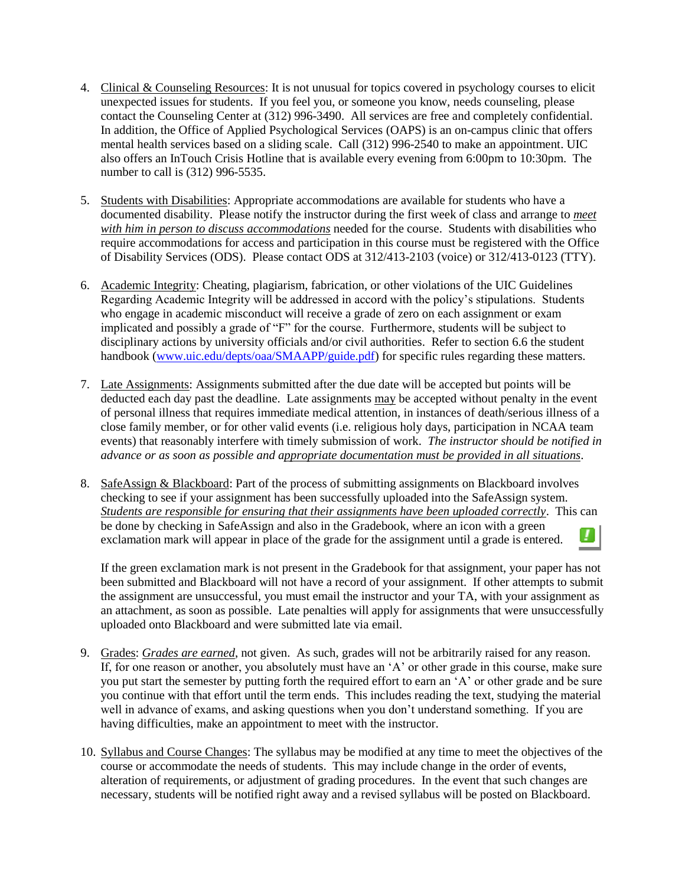4. Clinical & Counseling Resources: It is not unusual for topics covered in psychology courses to elicit unexpected issues for students. If you feel you, or someone you know, needs counseling, please contact the Counseling Center at (312) 996-3490. All services are free and completely confidential. In addition, the Office of Applied Psychological Services (OAPS) is an on-campus clinic that offers mental health services based on a sliding scale. Call (312) 996-2540 to make an appointment. UIC also offers an InTouch Crisis Hotline that is available every evening from 6:00pm to 10:30pm. The number to call is (312) 996-5535.

5. Students with Disabilities: Appropriate accommodations are available for students who have a documented disability. Please notify the instructor during the first week of class and arrange to *meet with him in person to discuss accommodations* needed for the course. Students with disabilities who require accommodations for access and participation in this course must be registered with the Office of Disability Services (ODS). Please contact ODS at 312/413-2103 (voice) or 312/413-0123 (TTY).

6. Academic Integrity: Cheating, plagiarism, fabrication, or other violations of the UIC Guidelines Regarding Academic Integrity will be addressed in accord with the policy's stipulations. Students who engage in academic misconduct will receive a grade of zero on each assignment or exam implicated and possibly a grade of "F" for the course. Furthermore, students will be subject to disciplinary actions by university officials and/or civil authorities. Refer to section 6.6 the student handbook (www.uic.edu/depts/oaa/SMAAPP/guide.pdf) for specific rules regarding these matters.

7. Late Assignments: Assignments submitted after the due date will be accepted but points will be deducted each day past the deadline. Late assignments may be accepted without penalty in the event of personal illness that requires immediate medical attention, in instances of death/serious illness of a close family member, or for other valid events (i.e. religious holy days, participation in NCAA team events) that reasonably interfere with timely submission of work. *The instructor should be notified in advance or as soon as possible and appropriate documentation must be provided in all situations*.

8. SafeAssign & Blackboard: Part of the process of submitting assignments on Blackboard involves checking to see if your assignment has been successfully uploaded into the SafeAssign system. *Students are responsible for ensuring that their assignments have been uploaded correctly*. This can be done by checking in SafeAssign and also in the Gradebook, where an icon with a green exclamation mark will appear in place of the grade for the assignment until a grade is entered.

   If the green exclamation mark is not present in the Gradebook for that assignment, your paper has not been submitted and Blackboard will not have a record of your assignment. If other attempts to submit the assignment are unsuccessful, you must email the instructor and your TA, with your assignment as an attachment, as soon as possible. Late penalties will apply for assignments that were unsuccessfully uploaded onto Blackboard and were submitted late via email.

9. Grades: *Grades are earned*, not given. As such, grades will not be arbitrarily raised for any reason. If, for one reason or another, you absolutely must have an 'A' or other grade in this course, make sure you put start the semester by putting forth the required effort to earn an 'A' or other grade and be sure you continue with that effort until the term ends. This includes reading the text, studying the material well in advance of exams, and asking questions when you don't understand something. If you are having difficulties, make an appointment to meet with the instructor.

10. Syllabus and Course Changes: The syllabus may be modified at any time to meet the objectives of the course or accommodate the needs of students. This may include change in the order of events, alteration of requirements, or adjustment of grading procedures. In the event that such changes are necessary, students will be notified right away and a revised syllabus will be posted on Blackboard.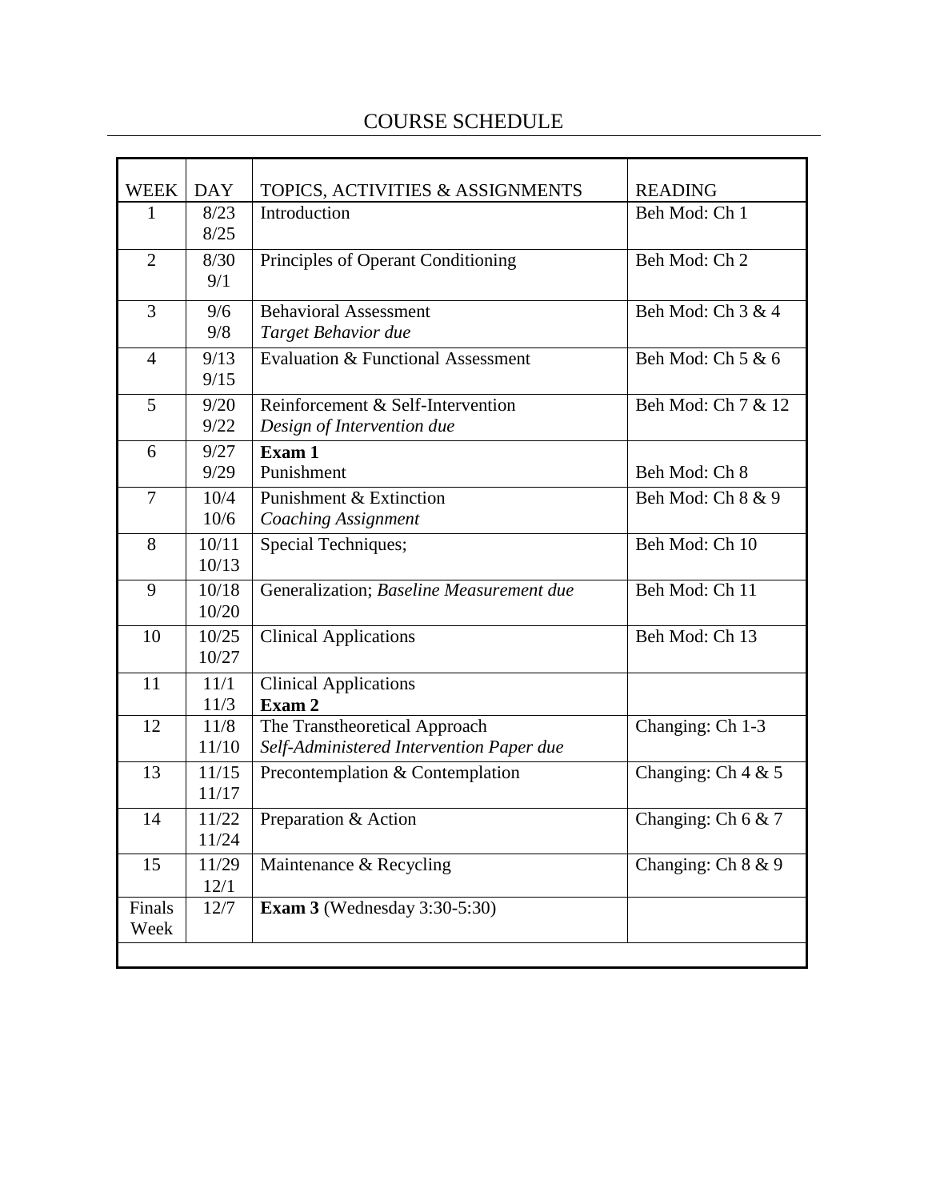# COURSE SCHEDULE

| WEEK | DAY | TOPICS, ACTIVITIES & ASSIGNMENTS | READING |
|---|---|---|---|
| 1 | 8/23<br>8/25 | Introduction | Beh Mod: Ch 1 |
| 2 | 8/30<br>9/1 | Principles of Operant Conditioning | Beh Mod: Ch 2 |
| 3 | 9/6<br>9/8 | Behavioral Assessment<br>*Target Behavior due* | Beh Mod: Ch 3 & 4 |
| 4 | 9/13<br>9/15 | Evaluation & Functional Assessment | Beh Mod: Ch 5 & 6 |
| 5 | 9/20<br>9/22 | Reinforcement & Self-Intervention<br>*Design of Intervention due* | Beh Mod: Ch 7 & 12 |
| 6 | 9/27<br>9/29 | **Exam 1**<br>Punishment | <br>Beh Mod: Ch 8 |
| 7 | 10/4<br>10/6 | Punishment & Extinction<br>*Coaching Assignment* | Beh Mod: Ch 8 & 9 |
| 8 | 10/11<br>10/13 | Special Techniques; | Beh Mod: Ch 10 |
| 9 | 10/18<br>10/20 | Generalization; *Baseline Measurement due* | Beh Mod: Ch 11 |
| 10 | 10/25<br>10/27 | Clinical Applications | Beh Mod: Ch 13 |
| 11 | 11/1<br>11/3 | Clinical Applications<br>**Exam 2** | |
| 12 | 11/8<br>11/10 | The Transtheoretical Approach<br>*Self-Administered Intervention Paper due* | Changing: Ch 1-3 |
| 13 | 11/15<br>11/17 | Precontemplation & Contemplation | Changing: Ch 4 & 5 |
| 14 | 11/22<br>11/24 | Preparation & Action | Changing: Ch 6 & 7 |
| 15 | 11/29<br>12/1 | Maintenance & Recycling | Changing: Ch 8 & 9 |
| Finals Week | 12/7 | **Exam 3** (Wednesday 3:30-5:30) | |